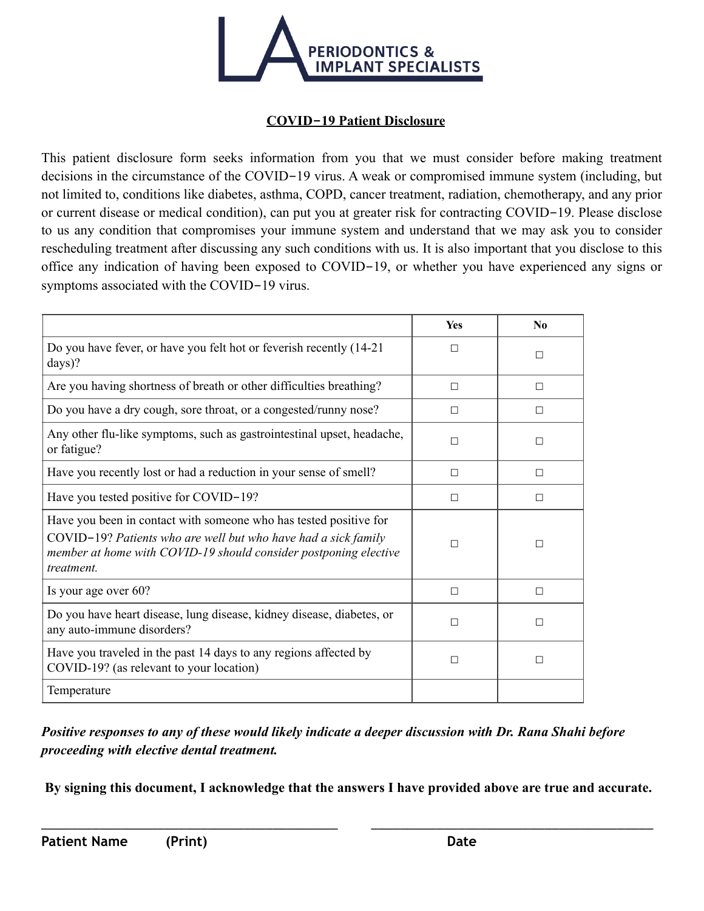LA PERIODONTICS & IMPLANT SPECIALISTS

## COVID−19 Patient Disclosure

This patient disclosure form seeks information from you that we must consider before making treatment decisions in the circumstance of the COVID−19 virus. A weak or compromised immune system (including, but not limited to, conditions like diabetes, asthma, COPD, cancer treatment, radiation, chemotherapy, and any prior or current disease or medical condition), can put you at greater risk for contracting COVID−19. Please disclose to us any condition that compromises your immune system and understand that we may ask you to consider rescheduling treatment after discussing any such conditions with us. It is also important that you disclose to this office any indication of having been exposed to COVID−19, or whether you have experienced any signs or symptoms associated with the COVID−19 virus.

| | Yes | No |
|---|---|---|
| Do you have fever, or have you felt hot or feverish recently (14-21 days)? | ☐ | ☐ |
| Are you having shortness of breath or other difficulties breathing? | ☐ | ☐ |
| Do you have a dry cough, sore throat, or a congested/runny nose? | ☐ | ☐ |
| Any other flu-like symptoms, such as gastrointestinal upset, headache, or fatigue? | ☐ | ☐ |
| Have you recently lost or had a reduction in your sense of smell? | ☐ | ☐ |
| Have you tested positive for COVID−19? | ☐ | ☐ |
| Have you been in contact with someone who has tested positive for COVID−19? *Patients who are well but who have had a sick family member at home with COVID-19 should consider postponing elective treatment.* | ☐ | ☐ |
| Is your age over 60? | ☐ | ☐ |
| Do you have heart disease, lung disease, kidney disease, diabetes, or any auto-immune disorders? | ☐ | ☐ |
| Have you traveled in the past 14 days to any regions affected by COVID-19? (as relevant to your location) | ☐ | ☐ |
| Temperature | | |

***Positive responses to any of these would likely indicate a deeper discussion with Dr. Rana Shahi before proceeding with elective dental treatment.***

**By signing this document, I acknowledge that the answers I have provided above are true and accurate.**

\_\_\_\_\_\_\_\_\_\_\_\_\_\_\_\_\_\_\_\_\_\_\_\_\_\_\_\_\_\_\_\_\_\_\_\_\_\_\_ \_\_\_\_\_\_\_\_\_\_\_\_\_\_\_\_\_\_\_\_\_\_\_\_\_\_\_\_\_\_\_\_\_\_\_\_\_\_\_

**Patient Name (Print)** **Date**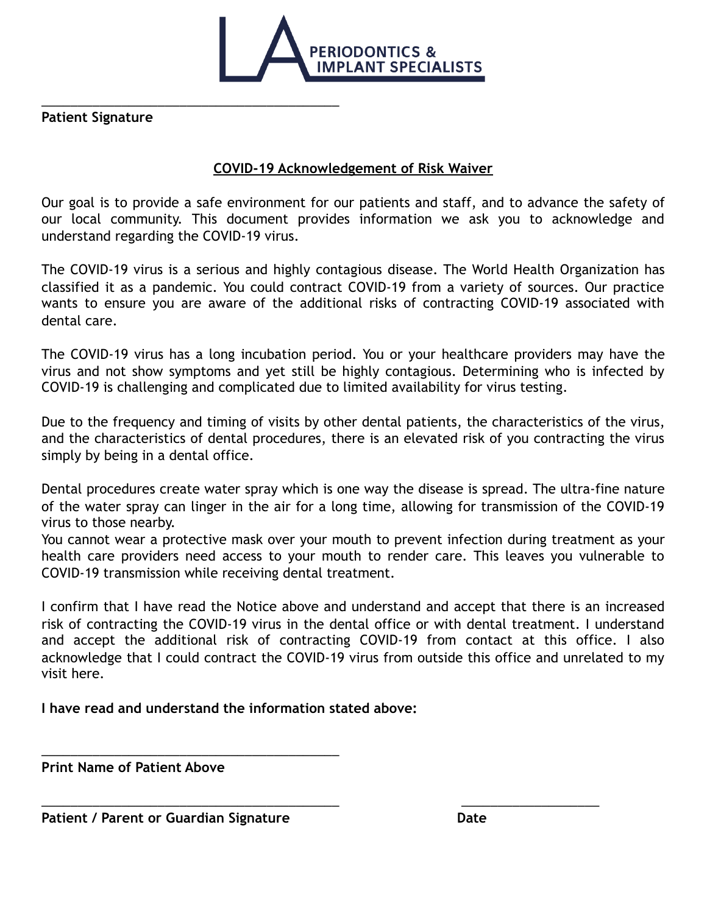PERIODONTICS & IMPLANT SPECIALISTS

\_\_\_\_\_\_\_\_\_\_\_\_\_\_\_\_\_\_\_\_\_\_\_\_\_\_\_\_\_\_\_\_\_\_\_\_\_\_\_\_\_\_

**Patient Signature**

**<u>COVID-19 Acknowledgement of Risk Waiver</u>**

Our goal is to provide a safe environment for our patients and staff, and to advance the safety of our local community. This document provides information we ask you to acknowledge and understand regarding the COVID-19 virus.

The COVID-19 virus is a serious and highly contagious disease. The World Health Organization has classified it as a pandemic. You could contract COVID-19 from a variety of sources. Our practice wants to ensure you are aware of the additional risks of contracting COVID-19 associated with dental care.

The COVID-19 virus has a long incubation period. You or your healthcare providers may have the virus and not show symptoms and yet still be highly contagious. Determining who is infected by COVID-19 is challenging and complicated due to limited availability for virus testing.

Due to the frequency and timing of visits by other dental patients, the characteristics of the virus, and the characteristics of dental procedures, there is an elevated risk of you contracting the virus simply by being in a dental office.

Dental procedures create water spray which is one way the disease is spread. The ultra-fine nature of the water spray can linger in the air for a long time, allowing for transmission of the COVID-19 virus to those nearby.
You cannot wear a protective mask over your mouth to prevent infection during treatment as your health care providers need access to your mouth to render care. This leaves you vulnerable to COVID-19 transmission while receiving dental treatment.

I confirm that I have read the Notice above and understand and accept that there is an increased risk of contracting the COVID-19 virus in the dental office or with dental treatment. I understand and accept the additional risk of contracting COVID-19 from contact at this office. I also acknowledge that I could contract the COVID-19 virus from outside this office and unrelated to my visit here.

**I have read and understand the information stated above:**

\_\_\_\_\_\_\_\_\_\_\_\_\_\_\_\_\_\_\_\_\_\_\_\_\_\_\_\_\_\_\_\_\_\_\_\_\_\_\_\_\_\_

**Print Name of Patient Above**

\_\_\_\_\_\_\_\_\_\_\_\_\_\_\_\_\_\_\_\_\_\_\_\_\_\_\_\_\_\_\_\_\_\_\_\_\_\_\_\_\_\_ \_\_\_\_\_\_\_\_\_\_\_\_\_\_\_\_\_\_\_\_

**Patient / Parent or Guardian Signature** **Date**